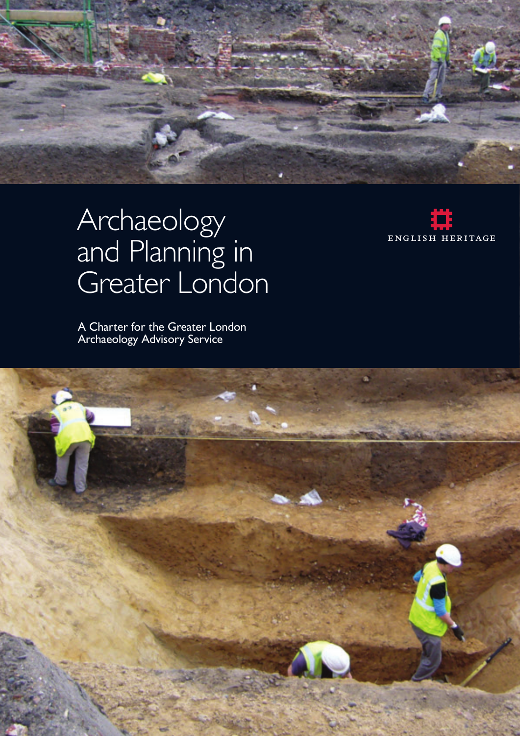# Archaeology and Planning in Greater London

A Charter for the Greater London Archaeology Advisory Service

ENGLISH HERITAGE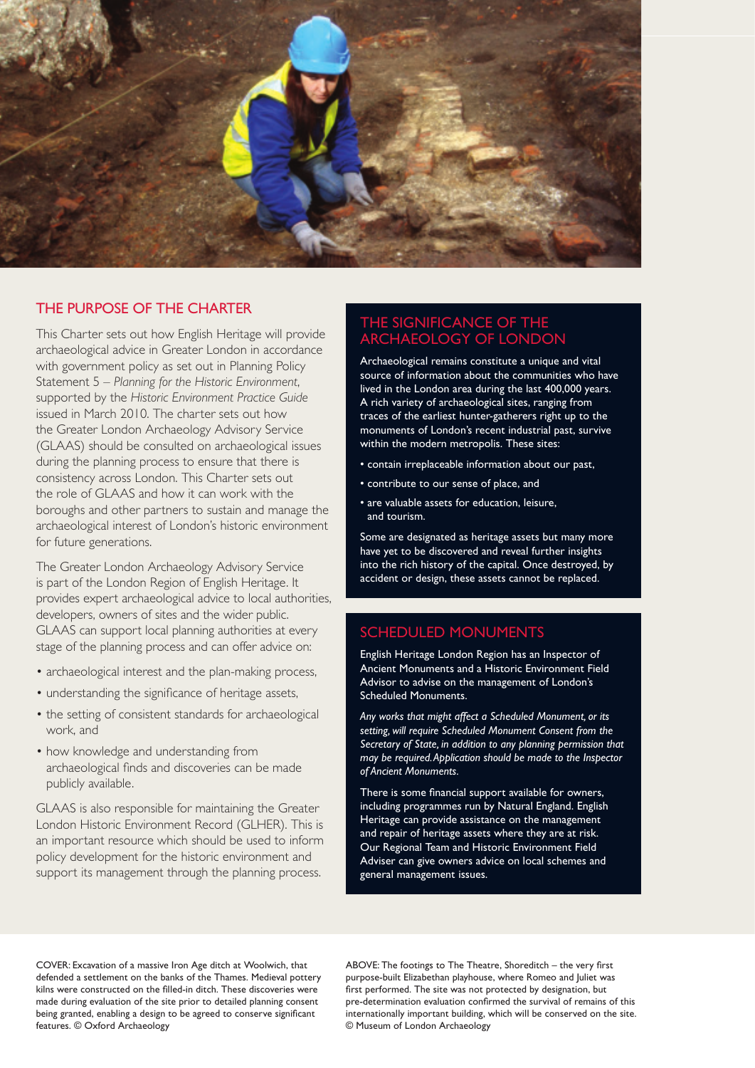## THE PURPOSE OF THE CHARTER

This Charter sets out how English Heritage will provide archaeological advice in Greater London in accordance with government policy as set out in Planning Policy Statement 5 – *Planning for the Historic Environment*, supported by the *Historic Environment Practice Guide* issued in March 2010. The charter sets out how the Greater London Archaeology Advisory Service (GLAAS) should be consulted on archaeological issues during the planning process to ensure that there is consistency across London. This Charter sets out the role of GLAAS and how it can work with the boroughs and other partners to sustain and manage the archaeological interest of London's historic environment for future generations.

The Greater London Archaeology Advisory Service is part of the London Region of English Heritage. It provides expert archaeological advice to local authorities, developers, owners of sites and the wider public. GLAAS can support local planning authorities at every stage of the planning process and can offer advice on:

- archaeological interest and the plan-making process,
- understanding the significance of heritage assets,
- the setting of consistent standards for archaeological work, and
- how knowledge and understanding from archaeological finds and discoveries can be made publicly available.

GLAAS is also responsible for maintaining the Greater London Historic Environment Record (GLHER). This is an important resource which should be used to inform policy development for the historic environment and support its management through the planning process.

## THE SIGNIFICANCE OF THE ARCHAEOLOGY OF LONDON

Archaeological remains constitute a unique and vital source of information about the communities who have lived in the London area during the last 400,000 years. A rich variety of archaeological sites, ranging from traces of the earliest hunter-gatherers right up to the monuments of London's recent industrial past, survive within the modern metropolis. These sites:

- contain irreplaceable information about our past,
- contribute to our sense of place, and
- are valuable assets for education, leisure, and tourism.

Some are designated as heritage assets but many more have yet to be discovered and reveal further insights into the rich history of the capital. Once destroyed, by accident or design, these assets cannot be replaced.

## SCHEDULED MONUMENTS

English Heritage London Region has an Inspector of Ancient Monuments and a Historic Environment Field Advisor to advise on the management of London's Scheduled Monuments.

*Any works that might affect a Scheduled Monument, or its setting, will require Scheduled Monument Consent from the Secretary of State, in addition to any planning permission that may be required. Application should be made to the Inspector of Ancient Monuments.*

There is some financial support available for owners, including programmes run by Natural England. English Heritage can provide assistance on the management and repair of heritage assets where they are at risk. Our Regional Team and Historic Environment Field Adviser can give owners advice on local schemes and general management issues.

COVER: Excavation of a massive Iron Age ditch at Woolwich, that defended a settlement on the banks of the Thames. Medieval pottery kilns were constructed on the filled-in ditch. These discoveries were made during evaluation of the site prior to detailed planning consent being granted, enabling a design to be agreed to conserve significant features. © Oxford Archaeology

ABOVE: The footings to The Theatre, Shoreditch – the very first purpose-built Elizabethan playhouse, where Romeo and Juliet was first performed. The site was not protected by designation, but pre-determination evaluation confirmed the survival of remains of this internationally important building, which will be conserved on the site. © Museum of London Archaeology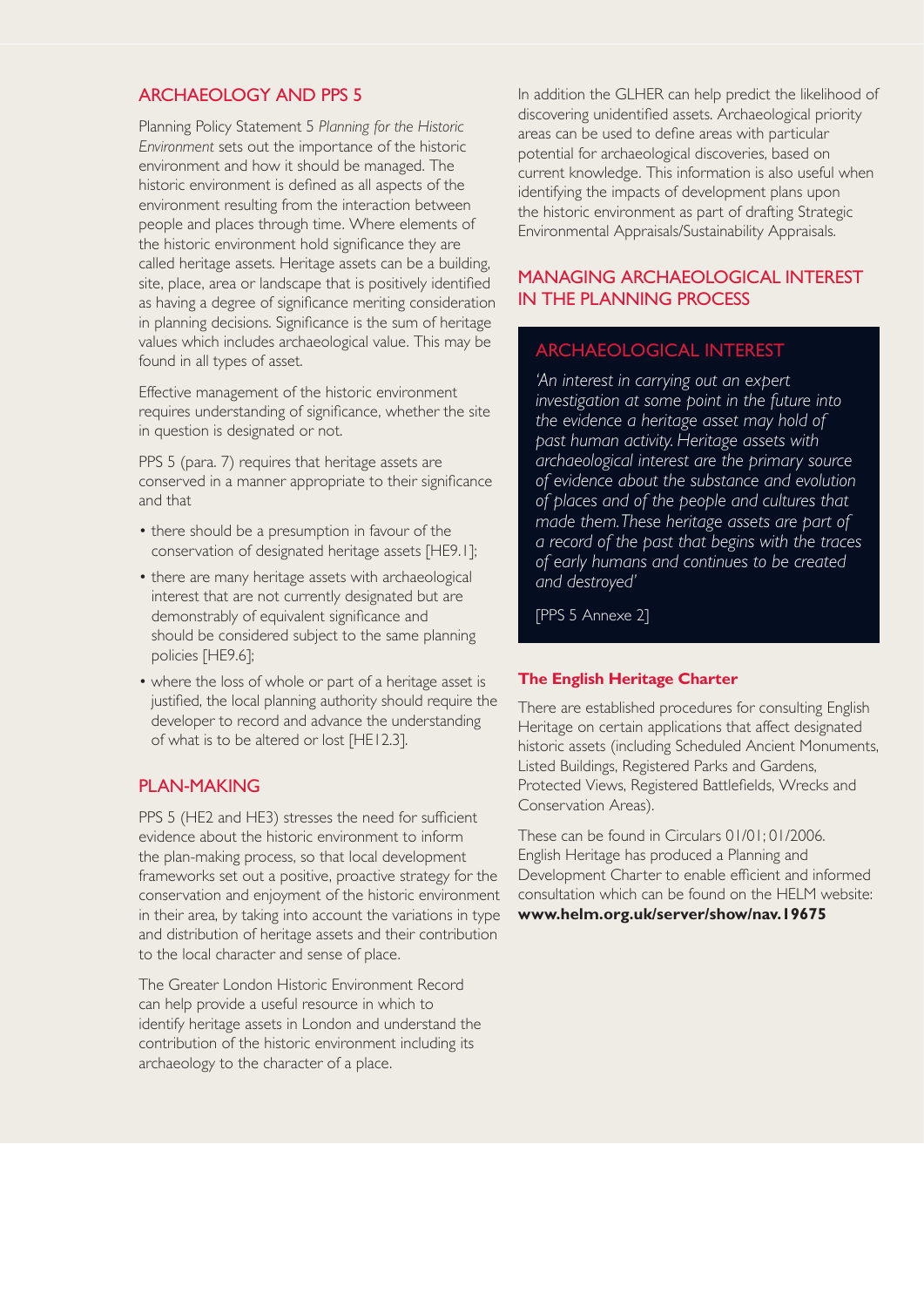## ARCHAEOLOGY AND PPS 5

Planning Policy Statement 5 *Planning for the Historic Environment* sets out the importance of the historic environment and how it should be managed. The historic environment is defined as all aspects of the environment resulting from the interaction between people and places through time. Where elements of the historic environment hold significance they are called heritage assets. Heritage assets can be a building, site, place, area or landscape that is positively identified as having a degree of significance meriting consideration in planning decisions. Significance is the sum of heritage values which includes archaeological value. This may be found in all types of asset.

Effective management of the historic environment requires understanding of significance, whether the site in question is designated or not.

PPS 5 (para. 7) requires that heritage assets are conserved in a manner appropriate to their significance and that

- there should be a presumption in favour of the conservation of designated heritage assets [HE9.1];
- there are many heritage assets with archaeological interest that are not currently designated but are demonstrably of equivalent significance and should be considered subject to the same planning policies [HE9.6];
- where the loss of whole or part of a heritage asset is justified, the local planning authority should require the developer to record and advance the understanding of what is to be altered or lost [HE12.3].

## PLAN-MAKING

PPS 5 (HE2 and HE3) stresses the need for sufficient evidence about the historic environment to inform the plan-making process, so that local development frameworks set out a positive, proactive strategy for the conservation and enjoyment of the historic environment in their area, by taking into account the variations in type and distribution of heritage assets and their contribution to the local character and sense of place.

The Greater London Historic Environment Record can help provide a useful resource in which to identify heritage assets in London and understand the contribution of the historic environment including its archaeology to the character of a place.

In addition the GLHER can help predict the likelihood of discovering unidentified assets. Archaeological priority areas can be used to define areas with particular potential for archaeological discoveries, based on current knowledge. This information is also useful when identifying the impacts of development plans upon the historic environment as part of drafting Strategic Environmental Appraisals/Sustainability Appraisals.

## MANAGING ARCHAEOLOGICAL INTEREST IN THE PLANNING PROCESS

### ARCHAEOLOGICAL INTEREST

*'An interest in carrying out an expert investigation at some point in the future into the evidence a heritage asset may hold of past human activity. Heritage assets with archaeological interest are the primary source of evidence about the substance and evolution of places and of the people and cultures that made them. These heritage assets are part of a record of the past that begins with the traces of early humans and continues to be created and destroyed'*

[PPS 5 Annexe 2]

### The English Heritage Charter

There are established procedures for consulting English Heritage on certain applications that affect designated historic assets (including Scheduled Ancient Monuments, Listed Buildings, Registered Parks and Gardens, Protected Views, Registered Battlefields, Wrecks and Conservation Areas).

These can be found in Circulars 01/01; 01/2006. English Heritage has produced a Planning and Development Charter to enable efficient and informed consultation which can be found on the HELM website: **www.helm.org.uk/server/show/nav.19675**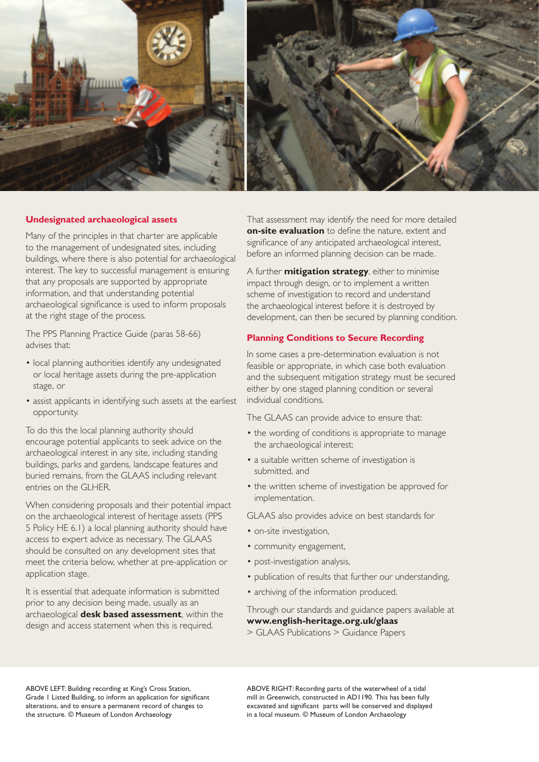## Undesignated archaeological assets

Many of the principles in that charter are applicable to the management of undesignated sites, including buildings, where there is also potential for archaeological interest. The key to successful management is ensuring that any proposals are supported by appropriate information, and that understanding potential archaeological significance is used to inform proposals at the right stage of the process.

The PPS Planning Practice Guide (paras 58-66) advises that:

- local planning authorities identify any undesignated or local heritage assets during the pre-application stage, or
- assist applicants in identifying such assets at the earliest opportunity.

To do this the local planning authority should encourage potential applicants to seek advice on the archaeological interest in any site, including standing buildings, parks and gardens, landscape features and buried remains, from the GLAAS including relevant entries on the GLHER.

When considering proposals and their potential impact on the archaeological interest of heritage assets (PPS 5 Policy HE 6.1) a local planning authority should have access to expert advice as necessary. The GLAAS should be consulted on any development sites that meet the criteria below, whether at pre-application or application stage.

It is essential that adequate information is submitted prior to any decision being made, usually as an archaeological **desk based assessment**, within the design and access statement when this is required.

That assessment may identify the need for more detailed **on-site evaluation** to define the nature, extent and significance of any anticipated archaeological interest, before an informed planning decision can be made.

A further **mitigation strategy**, either to minimise impact through design, or to implement a written scheme of investigation to record and understand the archaeological interest before it is destroyed by development, can then be secured by planning condition.

## Planning Conditions to Secure Recording

In some cases a pre-determination evaluation is not feasible or appropriate, in which case both evaluation and the subsequent mitigation strategy must be secured either by one staged planning condition or several individual conditions.

The GLAAS can provide advice to ensure that:

- the wording of conditions is appropriate to manage the archaeological interest;
- a suitable written scheme of investigation is submitted, and
- the written scheme of investigation be approved for implementation.

GLAAS also provides advice on best standards for

- on-site investigation,
- community engagement,
- post-investigation analysis,
- publication of results that further our understanding,
- archiving of the information produced.

Through our standards and guidance papers available at **www.english-heritage.org.uk/glaas**
> GLAAS Publications > Guidance Papers

ABOVE LEFT: Building recording at King's Cross Station, Grade I Listed Building, to inform an application for significant alterations, and to ensure a permanent record of changes to the structure. © Museum of London Archaeology

ABOVE RIGHT: Recording parts of the waterwheel of a tidal mill in Greenwich, constructed in AD1190. This has been fully excavated and significant parts will be conserved and displayed in a local museum. © Museum of London Archaeology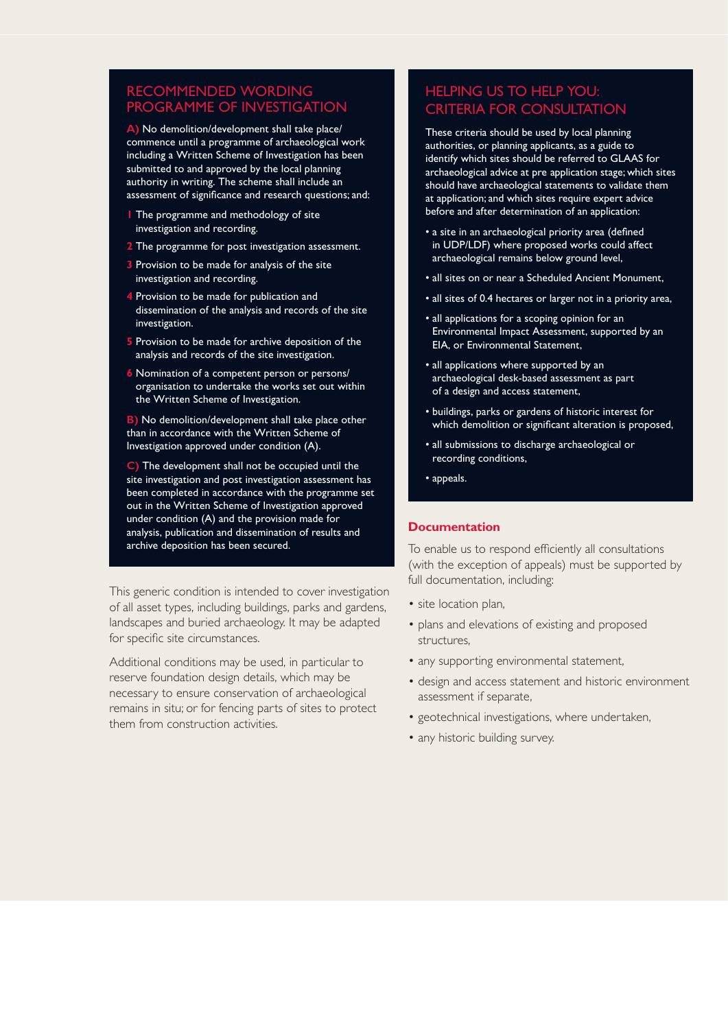## RECOMMENDED WORDING PROGRAMME OF INVESTIGATION

**A)** No demolition/development shall take place/ commence until a programme of archaeological work including a Written Scheme of Investigation has been submitted to and approved by the local planning authority in writing. The scheme shall include an assessment of significance and research questions; and:

1. The programme and methodology of site investigation and recording.
2. The programme for post investigation assessment.
3. Provision to be made for analysis of the site investigation and recording.
4. Provision to be made for publication and dissemination of the analysis and records of the site investigation.
5. Provision to be made for archive deposition of the analysis and records of the site investigation.
6. Nomination of a competent person or persons/ organisation to undertake the works set out within the Written Scheme of Investigation.

**B)** No demolition/development shall take place other than in accordance with the Written Scheme of Investigation approved under condition (A).

**C)** The development shall not be occupied until the site investigation and post investigation assessment has been completed in accordance with the programme set out in the Written Scheme of Investigation approved under condition (A) and the provision made for analysis, publication and dissemination of results and archive deposition has been secured.

This generic condition is intended to cover investigation of all asset types, including buildings, parks and gardens, landscapes and buried archaeology. It may be adapted for specific site circumstances.

Additional conditions may be used, in particular to reserve foundation design details, which may be necessary to ensure conservation of archaeological remains in situ; or for fencing parts of sites to protect them from construction activities.

## HELPING US TO HELP YOU: CRITERIA FOR CONSULTATION

These criteria should be used by local planning authorities, or planning applicants, as a guide to identify which sites should be referred to GLAAS for archaeological advice at pre application stage; which sites should have archaeological statements to validate them at application; and which sites require expert advice before and after determination of an application:

- a site in an archaeological priority area (defined in UDP/LDF) where proposed works could affect archaeological remains below ground level,
- all sites on or near a Scheduled Ancient Monument,
- all sites of 0.4 hectares or larger not in a priority area,
- all applications for a scoping opinion for an Environmental Impact Assessment, supported by an EIA, or Environmental Statement,
- all applications where supported by an archaeological desk-based assessment as part of a design and access statement,
- buildings, parks or gardens of historic interest for which demolition or significant alteration is proposed,
- all submissions to discharge archaeological or recording conditions,
- appeals.

### Documentation

To enable us to respond efficiently all consultations (with the exception of appeals) must be supported by full documentation, including:

- site location plan,
- plans and elevations of existing and proposed structures,
- any supporting environmental statement,
- design and access statement and historic environment assessment if separate,
- geotechnical investigations, where undertaken,
- any historic building survey.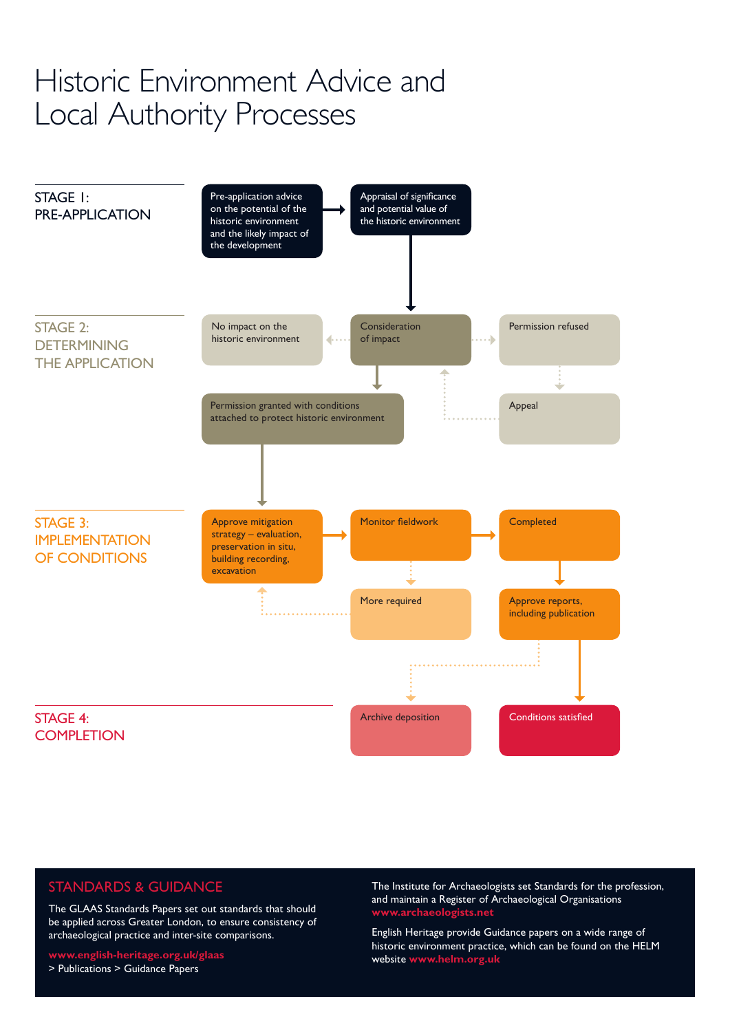# Historic Environment Advice and Local Authority Processes

## STAGE 1: PRE-APPLICATION

Pre-application advice on the potential of the historic environment and the likely impact of the development

Appraisal of significance and potential value of the historic environment

## STAGE 2: DETERMINING THE APPLICATION

No impact on the historic environment

Consideration of impact

Permission refused

Permission granted with conditions attached to protect historic environment

Appeal

## STAGE 3: IMPLEMENTATION OF CONDITIONS

Approve mitigation strategy – evaluation, preservation in situ, building recording, excavation

Monitor fieldwork

Completed

More required

Approve reports, including publication

## STAGE 4: COMPLETION

Archive deposition

Conditions satisfied

## STANDARDS & GUIDANCE

The GLAAS Standards Papers set out standards that should be applied across Greater London, to ensure consistency of archaeological practice and inter-site comparisons.

**www.english-heritage.org.uk/glaas**
> Publications > Guidance Papers

The Institute for Archaeologists set Standards for the profession, and maintain a Register of Archaeological Organisations **www.archaeologists.net**

English Heritage provide Guidance papers on a wide range of historic environment practice, which can be found on the HELM website **www.helm.org.uk**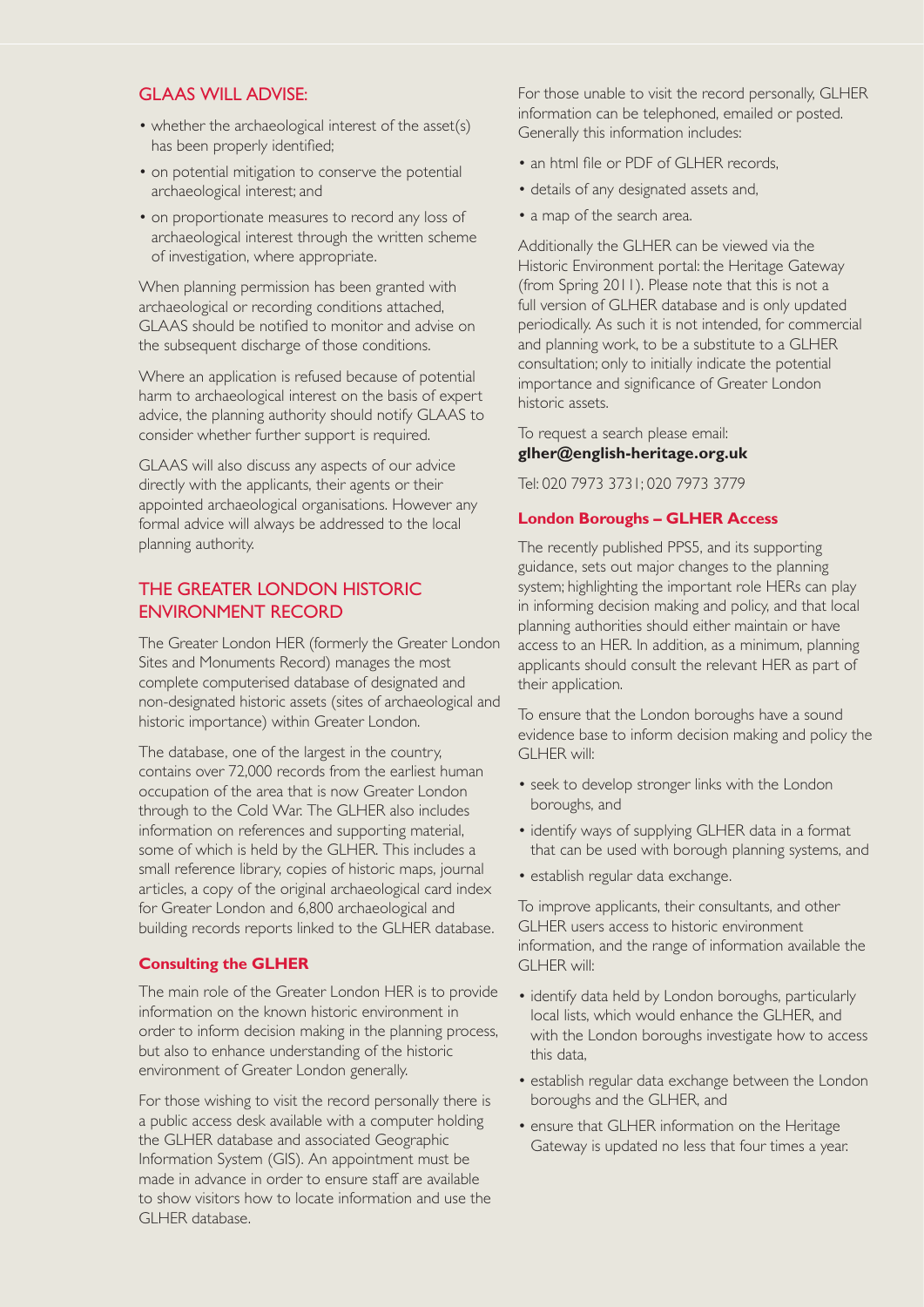## GLAAS WILL ADVISE:

- whether the archaeological interest of the asset(s) has been properly identified;
- on potential mitigation to conserve the potential archaeological interest; and
- on proportionate measures to record any loss of archaeological interest through the written scheme of investigation, where appropriate.

When planning permission has been granted with archaeological or recording conditions attached, GLAAS should be notified to monitor and advise on the subsequent discharge of those conditions.

Where an application is refused because of potential harm to archaeological interest on the basis of expert advice, the planning authority should notify GLAAS to consider whether further support is required.

GLAAS will also discuss any aspects of our advice directly with the applicants, their agents or their appointed archaeological organisations. However any formal advice will always be addressed to the local planning authority.

## THE GREATER LONDON HISTORIC ENVIRONMENT RECORD

The Greater London HER (formerly the Greater London Sites and Monuments Record) manages the most complete computerised database of designated and non-designated historic assets (sites of archaeological and historic importance) within Greater London.

The database, one of the largest in the country, contains over 72,000 records from the earliest human occupation of the area that is now Greater London through to the Cold War. The GLHER also includes information on references and supporting material, some of which is held by the GLHER. This includes a small reference library, copies of historic maps, journal articles, a copy of the original archaeological card index for Greater London and 6,800 archaeological and building records reports linked to the GLHER database.

### Consulting the GLHER

The main role of the Greater London HER is to provide information on the known historic environment in order to inform decision making in the planning process, but also to enhance understanding of the historic environment of Greater London generally.

For those wishing to visit the record personally there is a public access desk available with a computer holding the GLHER database and associated Geographic Information System (GIS). An appointment must be made in advance in order to ensure staff are available to show visitors how to locate information and use the GLHER database.

For those unable to visit the record personally, GLHER information can be telephoned, emailed or posted. Generally this information includes:

- an html file or PDF of GLHER records,
- details of any designated assets and,
- a map of the search area.

Additionally the GLHER can be viewed via the Historic Environment portal: the Heritage Gateway (from Spring 2011). Please note that this is not a full version of GLHER database and is only updated periodically. As such it is not intended, for commercial and planning work, to be a substitute to a GLHER consultation; only to initially indicate the potential importance and significance of Greater London historic assets.

To request a search please email:
**glher@english-heritage.org.uk**

Tel: 020 7973 3731; 020 7973 3779

### London Boroughs – GLHER Access

The recently published PPS5, and its supporting guidance, sets out major changes to the planning system; highlighting the important role HERs can play in informing decision making and policy, and that local planning authorities should either maintain or have access to an HER. In addition, as a minimum, planning applicants should consult the relevant HER as part of their application.

To ensure that the London boroughs have a sound evidence base to inform decision making and policy the GLHER will:

- seek to develop stronger links with the London boroughs, and
- identify ways of supplying GLHER data in a format that can be used with borough planning systems, and
- establish regular data exchange.

To improve applicants, their consultants, and other GLHER users access to historic environment information, and the range of information available the GLHER will:

- identify data held by London boroughs, particularly local lists, which would enhance the GLHER, and with the London boroughs investigate how to access this data,
- establish regular data exchange between the London boroughs and the GLHER, and
- ensure that GLHER information on the Heritage Gateway is updated no less that four times a year.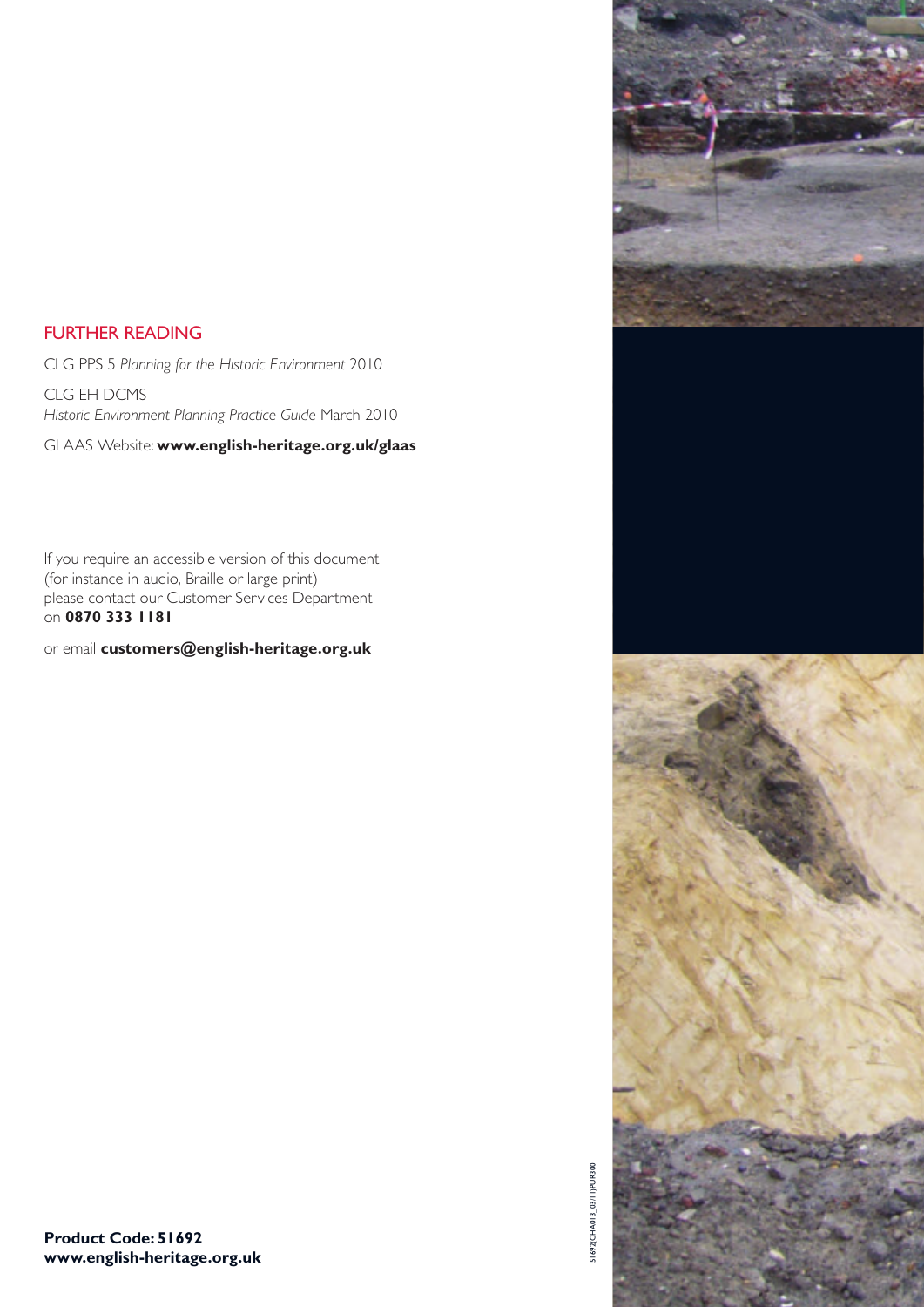## FURTHER READING

CLG PPS 5 *Planning for the Historic Environment* 2010

CLG EH DCMS
*Historic Environment Planning Practice Guide* March 2010

GLAAS Website: **www.english-heritage.org.uk/glaas**

If you require an accessible version of this document (for instance in audio, Braille or large print) please contact our Customer Services Department on **0870 333 1181**

or email **customers@english-heritage.org.uk**

**Product Code: 51692**
**www.english-heritage.org.uk**

51692(CHA013_03/11)PUR300